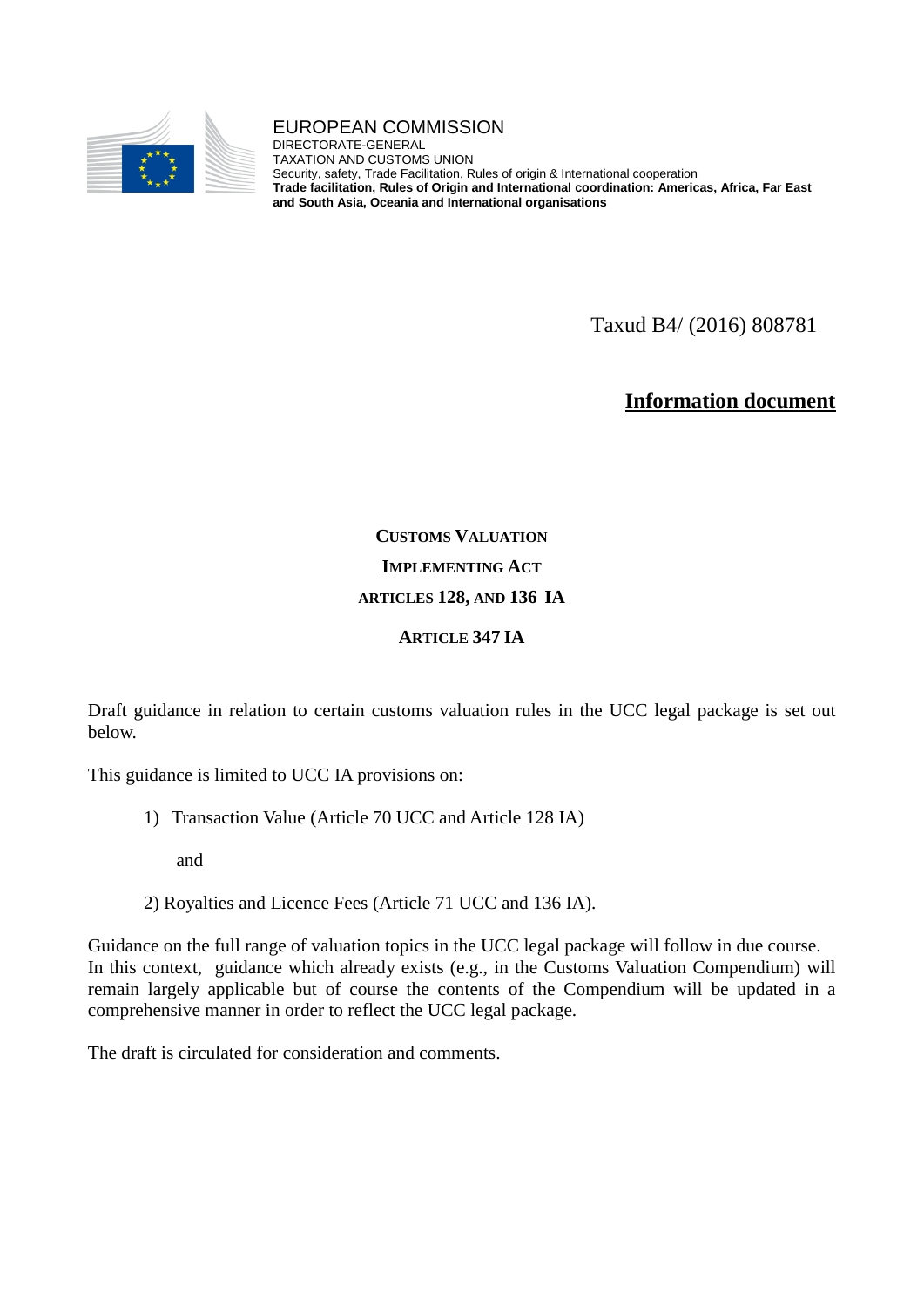EUROPEAN COMMISSION
DIRECTORATE-GENERAL
TAXATION AND CUSTOMS UNION
Security, safety, Trade Facilitation, Rules of origin & International cooperation
**Trade facilitation, Rules of Origin and International coordination: Americas, Africa, Far East and South Asia, Oceania and International organisations**

Taxud B4/ (2016) 808781

**Information document**

# CUSTOMS VALUATION
## IMPLEMENTING ACT
## ARTICLES 128, AND 136 IA
## ARTICLE 347 IA

Draft guidance in relation to certain customs valuation rules in the UCC legal package is set out below.

This guidance is limited to UCC IA provisions on:

1) Transaction Value (Article 70 UCC and Article 128 IA)

   and

2) Royalties and Licence Fees (Article 71 UCC and 136 IA).

Guidance on the full range of valuation topics in the UCC legal package will follow in due course. In this context, guidance which already exists (e.g., in the Customs Valuation Compendium) will remain largely applicable but of course the contents of the Compendium will be updated in a comprehensive manner in order to reflect the UCC legal package.

The draft is circulated for consideration and comments.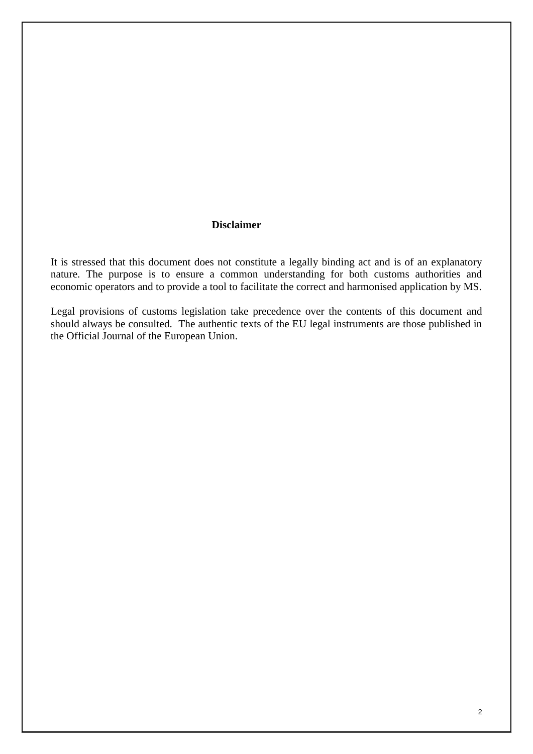**Disclaimer**

It is stressed that this document does not constitute a legally binding act and is of an explanatory nature. The purpose is to ensure a common understanding for both customs authorities and economic operators and to provide a tool to facilitate the correct and harmonised application by MS.

Legal provisions of customs legislation take precedence over the contents of this document and should always be consulted. The authentic texts of the EU legal instruments are those published in the Official Journal of the European Union.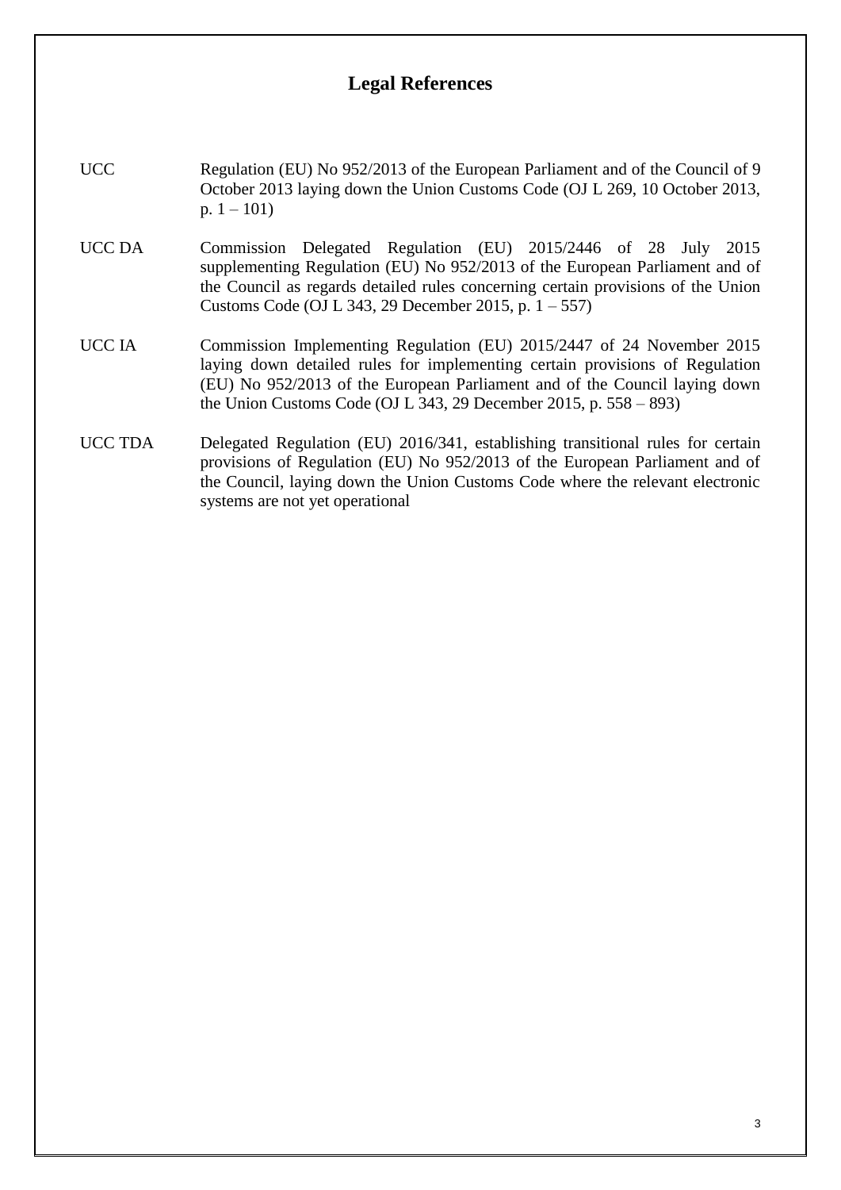# Legal References

| | |
|---|---|
| UCC | Regulation (EU) No 952/2013 of the European Parliament and of the Council of 9 October 2013 laying down the Union Customs Code (OJ L 269, 10 October 2013, p. 1 – 101) |
| UCC DA | Commission Delegated Regulation (EU) 2015/2446 of 28 July 2015 supplementing Regulation (EU) No 952/2013 of the European Parliament and of the Council as regards detailed rules concerning certain provisions of the Union Customs Code (OJ L 343, 29 December 2015, p. 1 – 557) |
| UCC IA | Commission Implementing Regulation (EU) 2015/2447 of 24 November 2015 laying down detailed rules for implementing certain provisions of Regulation (EU) No 952/2013 of the European Parliament and of the Council laying down the Union Customs Code (OJ L 343, 29 December 2015, p. 558 – 893) |
| UCC TDA | Delegated Regulation (EU) 2016/341, establishing transitional rules for certain provisions of Regulation (EU) No 952/2013 of the European Parliament and of the Council, laying down the Union Customs Code where the relevant electronic systems are not yet operational |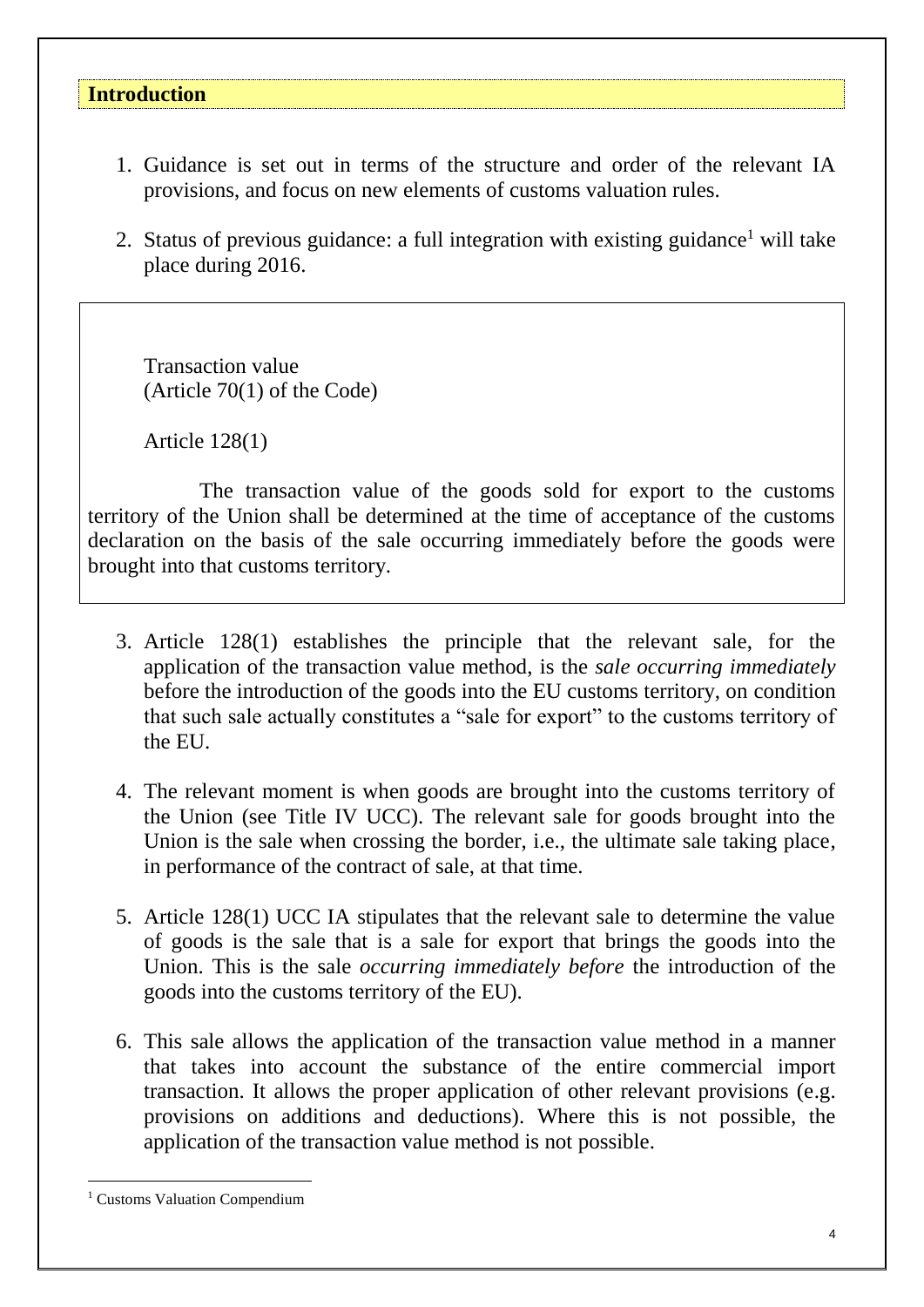## Introduction

1. Guidance is set out in terms of the structure and order of the relevant IA provisions, and focus on new elements of customs valuation rules.

2. Status of previous guidance: a full integration with existing guidance[1] will take place during 2016.

> Transaction value
> (Article 70(1) of the Code)
>
> Article 128(1)
>
> The transaction value of the goods sold for export to the customs territory of the Union shall be determined at the time of acceptance of the customs declaration on the basis of the sale occurring immediately before the goods were brought into that customs territory.

3. Article 128(1) establishes the principle that the relevant sale, for the application of the transaction value method, is the *sale occurring immediately* before the introduction of the goods into the EU customs territory, on condition that such sale actually constitutes a "sale for export" to the customs territory of the EU.

4. The relevant moment is when goods are brought into the customs territory of the Union (see Title IV UCC). The relevant sale for goods brought into the Union is the sale when crossing the border, i.e., the ultimate sale taking place, in performance of the contract of sale, at that time.

5. Article 128(1) UCC IA stipulates that the relevant sale to determine the value of goods is the sale that is a sale for export that brings the goods into the Union. This is the sale *occurring immediately before* the introduction of the goods into the customs territory of the EU).

6. This sale allows the application of the transaction value method in a manner that takes into account the substance of the entire commercial import transaction. It allows the proper application of other relevant provisions (e.g. provisions on additions and deductions). Where this is not possible, the application of the transaction value method is not possible.

[1] Customs Valuation Compendium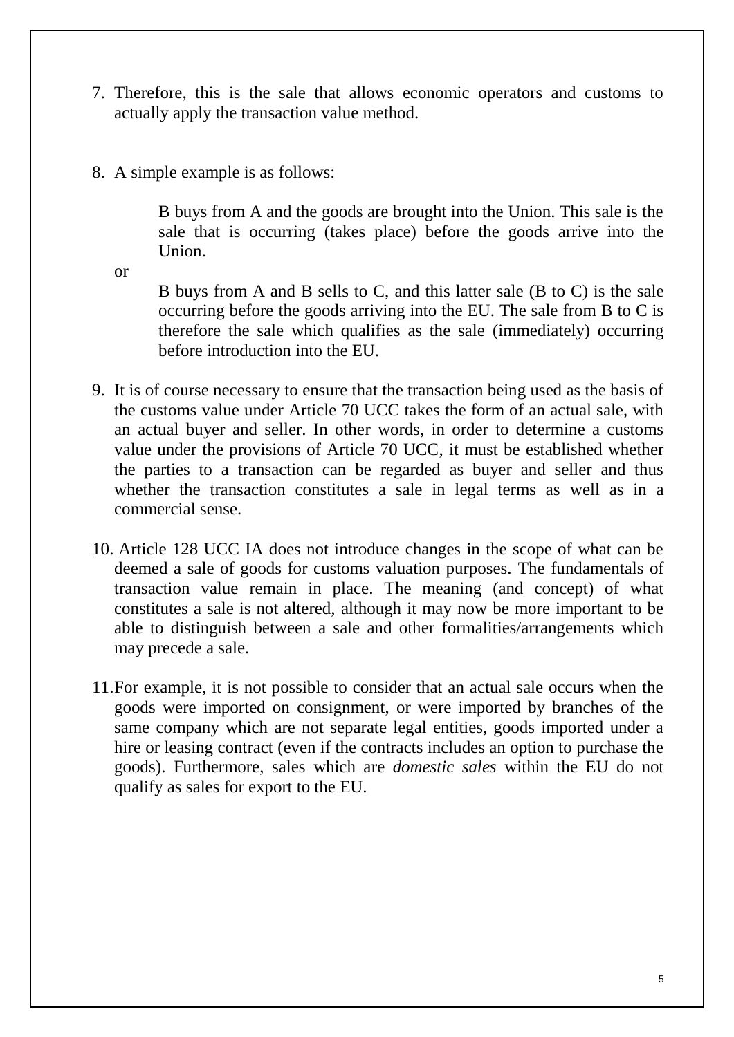7. Therefore, this is the sale that allows economic operators and customs to actually apply the transaction value method.

8. A simple example is as follows:

   > B buys from A and the goods are brought into the Union. This sale is the sale that is occurring (takes place) before the goods arrive into the Union.

   or

   > B buys from A and B sells to C, and this latter sale (B to C) is the sale occurring before the goods arriving into the EU. The sale from B to C is therefore the sale which qualifies as the sale (immediately) occurring before introduction into the EU.

9. It is of course necessary to ensure that the transaction being used as the basis of the customs value under Article 70 UCC takes the form of an actual sale, with an actual buyer and seller. In other words, in order to determine a customs value under the provisions of Article 70 UCC, it must be established whether the parties to a transaction can be regarded as buyer and seller and thus whether the transaction constitutes a sale in legal terms as well as in a commercial sense.

10. Article 128 UCC IA does not introduce changes in the scope of what can be deemed a sale of goods for customs valuation purposes. The fundamentals of transaction value remain in place. The meaning (and concept) of what constitutes a sale is not altered, although it may now be more important to be able to distinguish between a sale and other formalities/arrangements which may precede a sale.

11. For example, it is not possible to consider that an actual sale occurs when the goods were imported on consignment, or were imported by branches of the same company which are not separate legal entities, goods imported under a hire or leasing contract (even if the contracts includes an option to purchase the goods). Furthermore, sales which are *domestic sales* within the EU do not qualify as sales for export to the EU.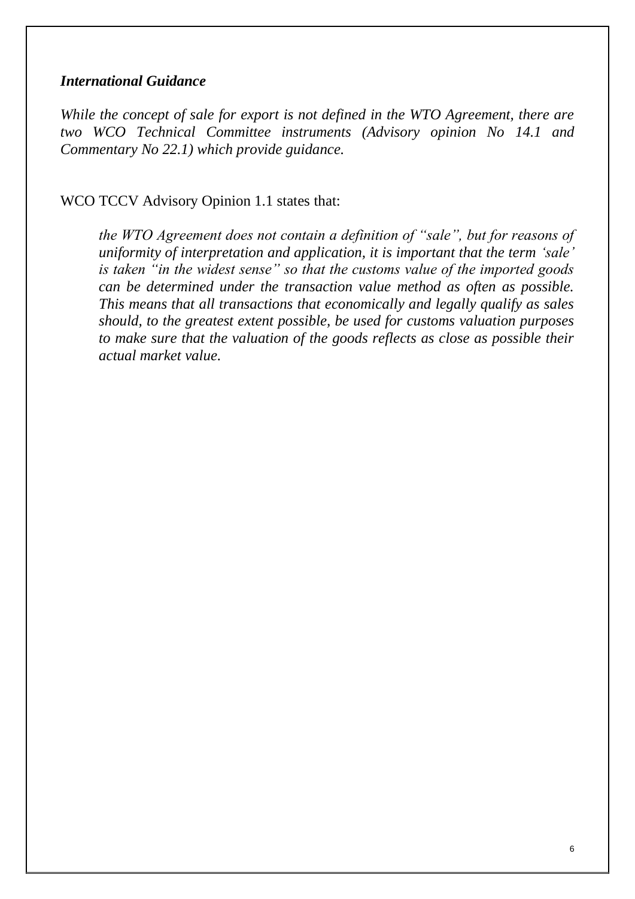***International Guidance***

*While the concept of sale for export is not defined in the WTO Agreement, there are two WCO Technical Committee instruments (Advisory opinion No 14.1 and Commentary No 22.1) which provide guidance.*

WCO TCCV Advisory Opinion 1.1 states that:

> *the WTO Agreement does not contain a definition of "sale", but for reasons of uniformity of interpretation and application, it is important that the term 'sale' is taken "in the widest sense" so that the customs value of the imported goods can be determined under the transaction value method as often as possible. This means that all transactions that economically and legally qualify as sales should, to the greatest extent possible, be used for customs valuation purposes to make sure that the valuation of the goods reflects as close as possible their actual market value.*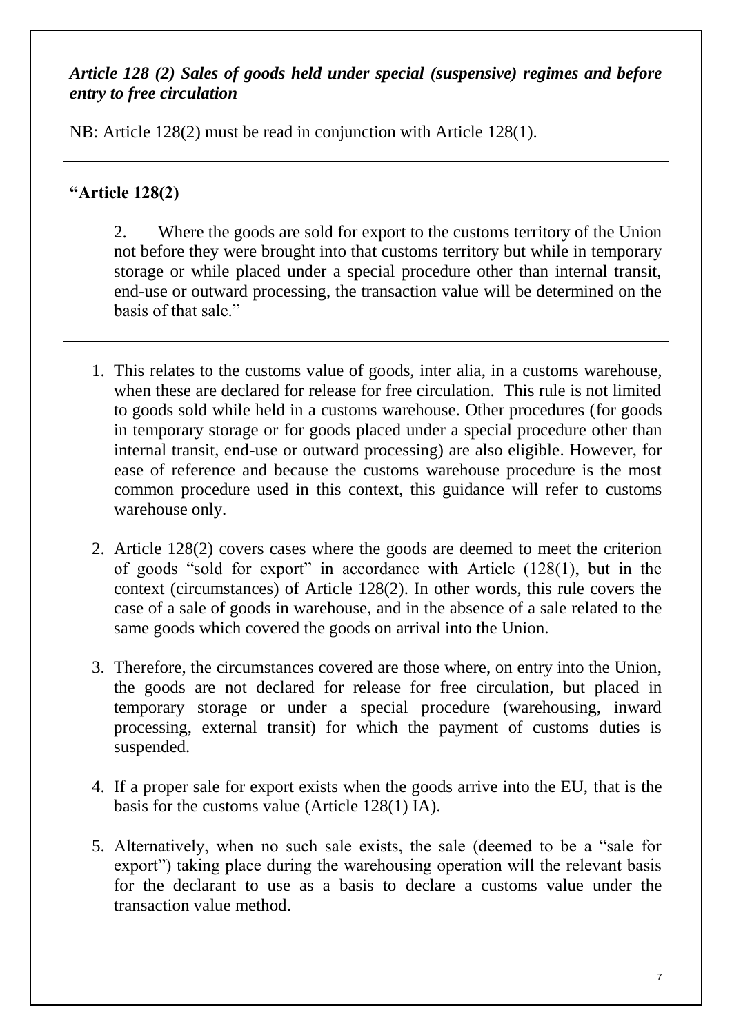***Article 128 (2) Sales of goods held under special (suspensive) regimes and before entry to free circulation***

NB: Article 128(2) must be read in conjunction with Article 128(1).

> **"Article 128(2)**
>
> 2. Where the goods are sold for export to the customs territory of the Union not before they were brought into that customs territory but while in temporary storage or while placed under a special procedure other than internal transit, end-use or outward processing, the transaction value will be determined on the basis of that sale."

1. This relates to the customs value of goods, inter alia, in a customs warehouse, when these are declared for release for free circulation. This rule is not limited to goods sold while held in a customs warehouse. Other procedures (for goods in temporary storage or for goods placed under a special procedure other than internal transit, end-use or outward processing) are also eligible. However, for ease of reference and because the customs warehouse procedure is the most common procedure used in this context, this guidance will refer to customs warehouse only.

2. Article 128(2) covers cases where the goods are deemed to meet the criterion of goods "sold for export" in accordance with Article (128(1), but in the context (circumstances) of Article 128(2). In other words, this rule covers the case of a sale of goods in warehouse, and in the absence of a sale related to the same goods which covered the goods on arrival into the Union.

3. Therefore, the circumstances covered are those where, on entry into the Union, the goods are not declared for release for free circulation, but placed in temporary storage or under a special procedure (warehousing, inward processing, external transit) for which the payment of customs duties is suspended.

4. If a proper sale for export exists when the goods arrive into the EU, that is the basis for the customs value (Article 128(1) IA).

5. Alternatively, when no such sale exists, the sale (deemed to be a "sale for export") taking place during the warehousing operation will the relevant basis for the declarant to use as a basis to declare a customs value under the transaction value method.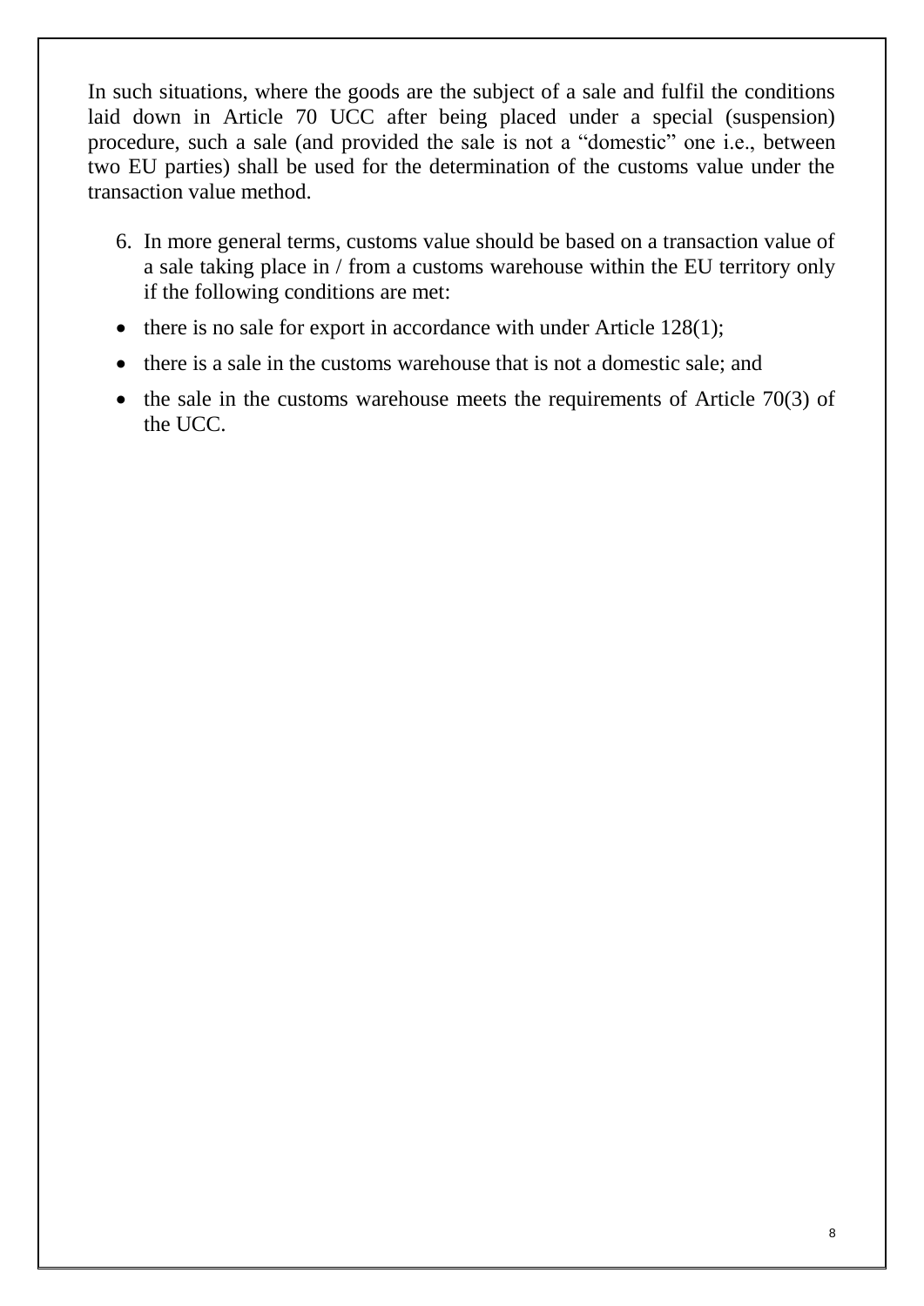In such situations, where the goods are the subject of a sale and fulfil the conditions laid down in Article 70 UCC after being placed under a special (suspension) procedure, such a sale (and provided the sale is not a "domestic" one i.e., between two EU parties) shall be used for the determination of the customs value under the transaction value method.

6. In more general terms, customs value should be based on a transaction value of a sale taking place in / from a customs warehouse within the EU territory only if the following conditions are met:

- there is no sale for export in accordance with under Article 128(1);
- there is a sale in the customs warehouse that is not a domestic sale; and
- the sale in the customs warehouse meets the requirements of Article 70(3) of the UCC.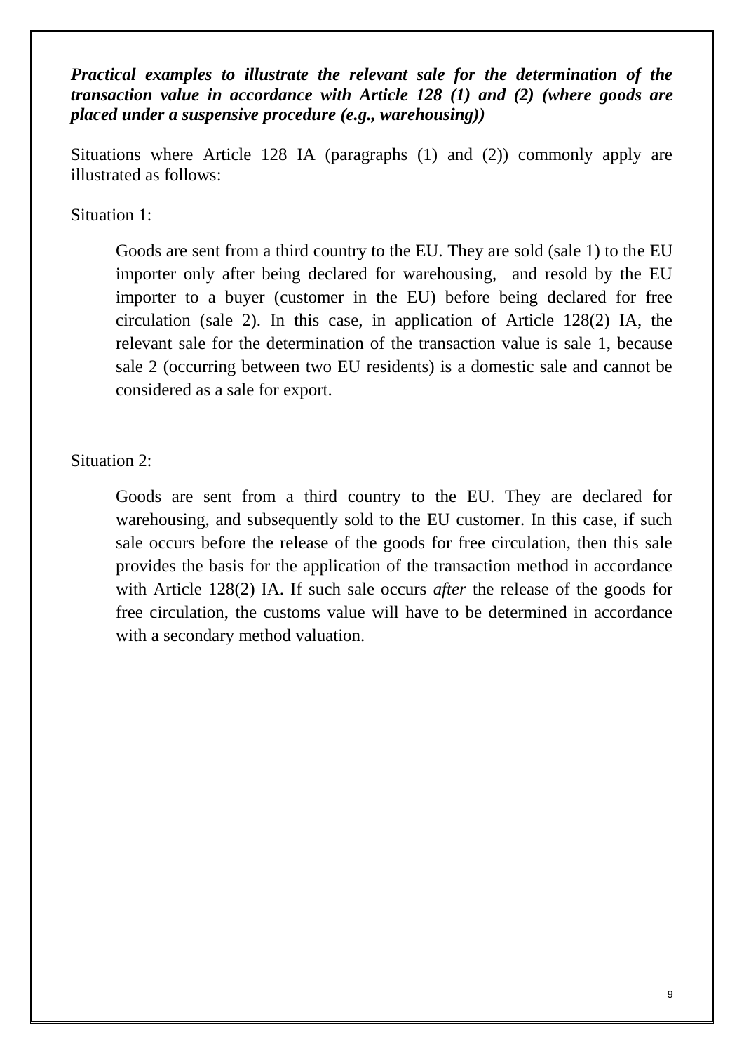***Practical examples to illustrate the relevant sale for the determination of the transaction value in accordance with Article 128 (1) and (2) (where goods are placed under a suspensive procedure (e.g., warehousing))***

Situations where Article 128 IA (paragraphs (1) and (2)) commonly apply are illustrated as follows:

Situation 1:

> Goods are sent from a third country to the EU. They are sold (sale 1) to the EU importer only after being declared for warehousing, and resold by the EU importer to a buyer (customer in the EU) before being declared for free circulation (sale 2). In this case, in application of Article 128(2) IA, the relevant sale for the determination of the transaction value is sale 1, because sale 2 (occurring between two EU residents) is a domestic sale and cannot be considered as a sale for export.

Situation 2:

> Goods are sent from a third country to the EU. They are declared for warehousing, and subsequently sold to the EU customer. In this case, if such sale occurs before the release of the goods for free circulation, then this sale provides the basis for the application of the transaction method in accordance with Article 128(2) IA. If such sale occurs *after* the release of the goods for free circulation, the customs value will have to be determined in accordance with a secondary method valuation.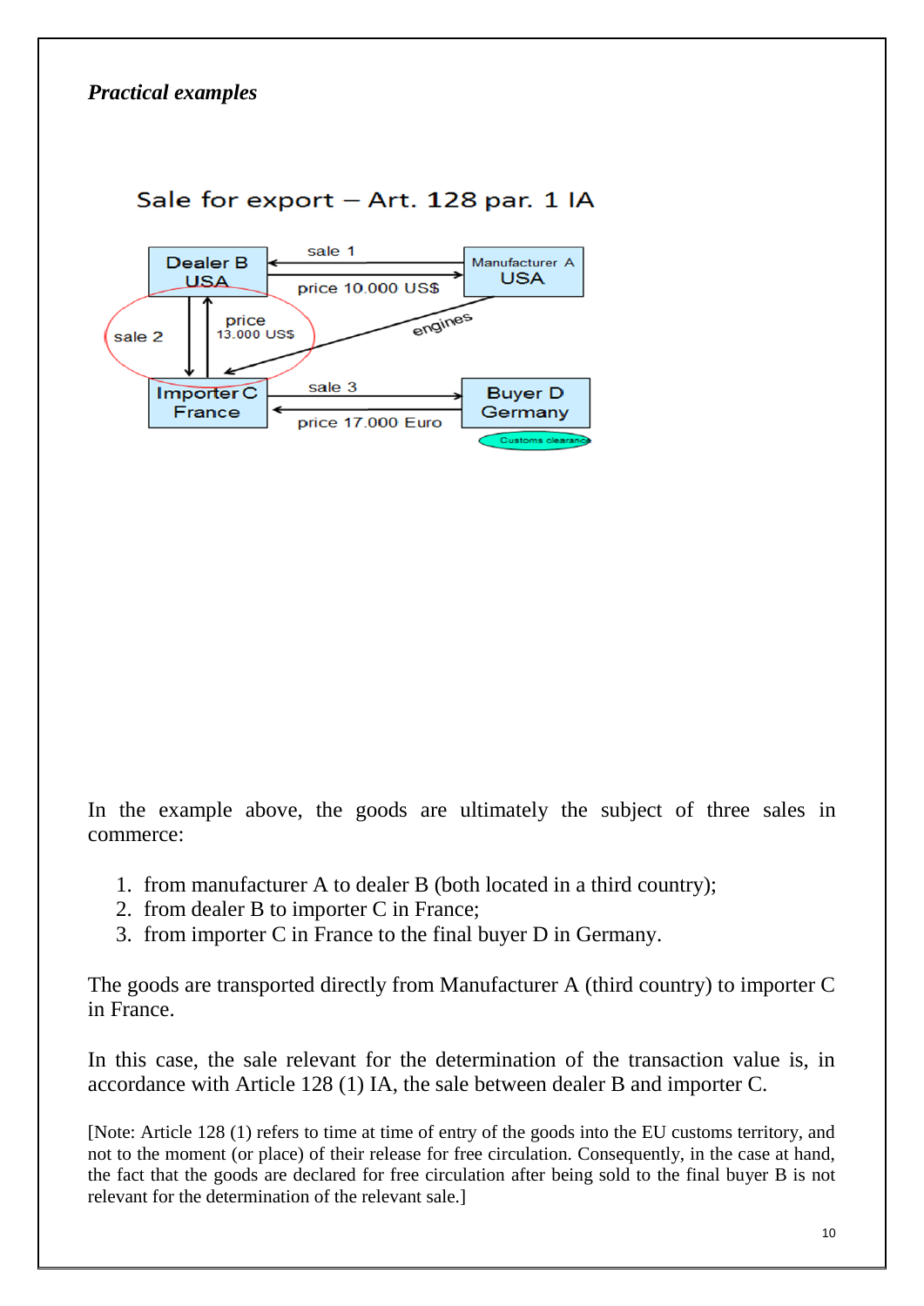***Practical examples***

Sale for export – Art. 128 par. 1 IA

Dealer B USA — sale 1 — Manufacturer A USA (price 10.000 US$)

Dealer B USA — sale 2 — Importer C France (price 13.000 US$)

Manufacturer A USA — engines → Importer C France

Importer C France — sale 3 — Buyer D Germany (price 17.000 Euro)

Customs clearance

In the example above, the goods are ultimately the subject of three sales in commerce:

1. from manufacturer A to dealer B (both located in a third country);
2. from dealer B to importer C in France;
3. from importer C in France to the final buyer D in Germany.

The goods are transported directly from Manufacturer A (third country) to importer C in France.

In this case, the sale relevant for the determination of the transaction value is, in accordance with Article 128 (1) IA, the sale between dealer B and importer C.

[Note: Article 128 (1) refers to time at time of entry of the goods into the EU customs territory, and not to the moment (or place) of their release for free circulation. Consequently, in the case at hand, the fact that the goods are declared for free circulation after being sold to the final buyer B is not relevant for the determination of the relevant sale.]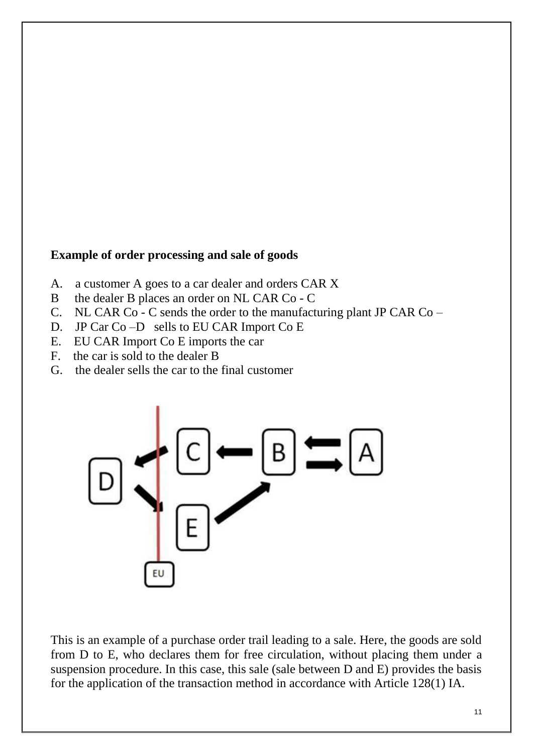**Example of order processing and sale of goods**

A. a customer A goes to a car dealer and orders CAR X
B the dealer B places an order on NL CAR Co - C
C. NL CAR Co - C sends the order to the manufacturing plant JP CAR Co –
D. JP Car Co –D sells to EU CAR Import Co E
E. EU CAR Import Co E imports the car
F. the car is sold to the dealer B
G. the dealer sells the car to the final customer

This is an example of a purchase order trail leading to a sale. Here, the goods are sold from D to E, who declares them for free circulation, without placing them under a suspension procedure. In this case, this sale (sale between D and E) provides the basis for the application of the transaction method in accordance with Article 128(1) IA.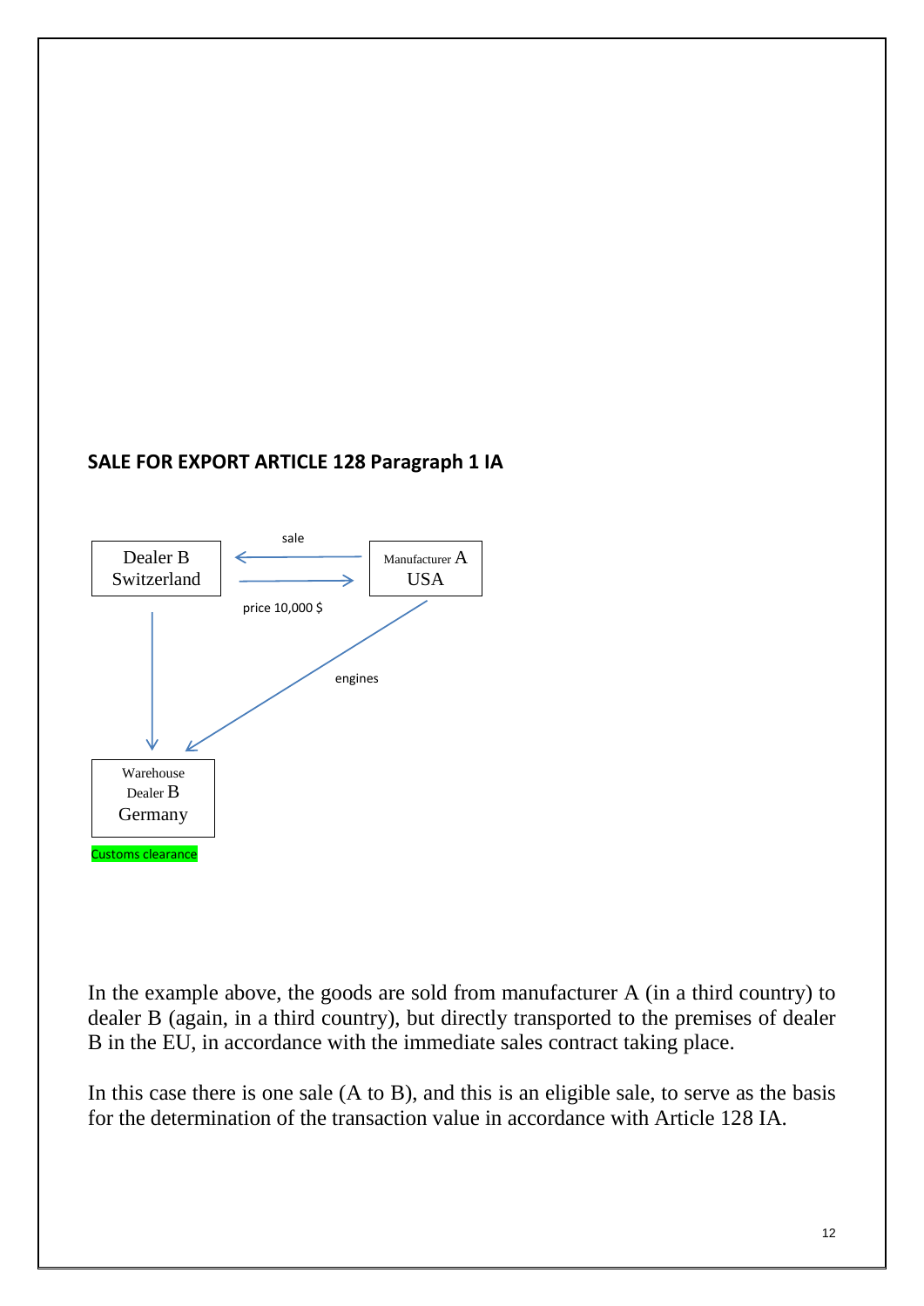## SALE FOR EXPORT ARTICLE 128 Paragraph 1 IA

Dealer B Switzerland

sale

Manufacturer A USA

price 10,000 $

engines

Warehouse Dealer B Germany

Customs clearance

In the example above, the goods are sold from manufacturer A (in a third country) to dealer B (again, in a third country), but directly transported to the premises of dealer B in the EU, in accordance with the immediate sales contract taking place.

In this case there is one sale (A to B), and this is an eligible sale, to serve as the basis for the determination of the transaction value in accordance with Article 128 IA.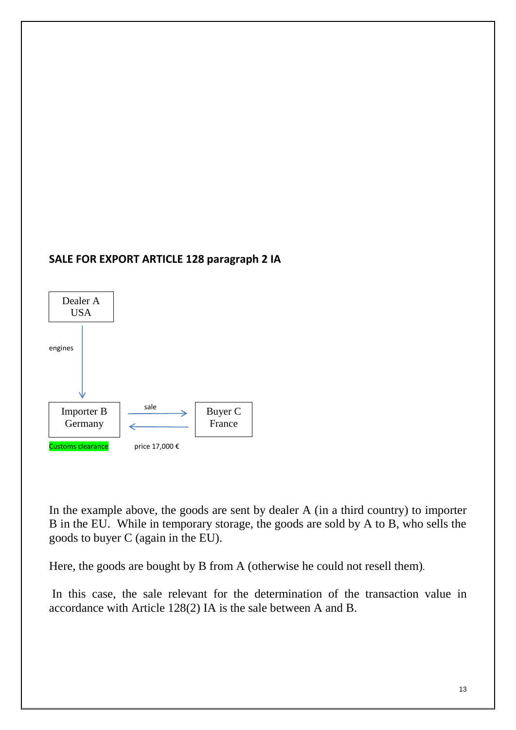## SALE FOR EXPORT ARTICLE 128 paragraph 2 IA

Dealer A
USA

engines

Importer B
Germany

Customs clearance

sale

price 17,000 €

Buyer C
France

In the example above, the goods are sent by dealer A (in a third country) to importer B in the EU. While in temporary storage, the goods are sold by A to B, who sells the goods to buyer C (again in the EU).

Here, the goods are bought by B from A (otherwise he could not resell them).

In this case, the sale relevant for the determination of the transaction value in accordance with Article 128(2) IA is the sale between A and B.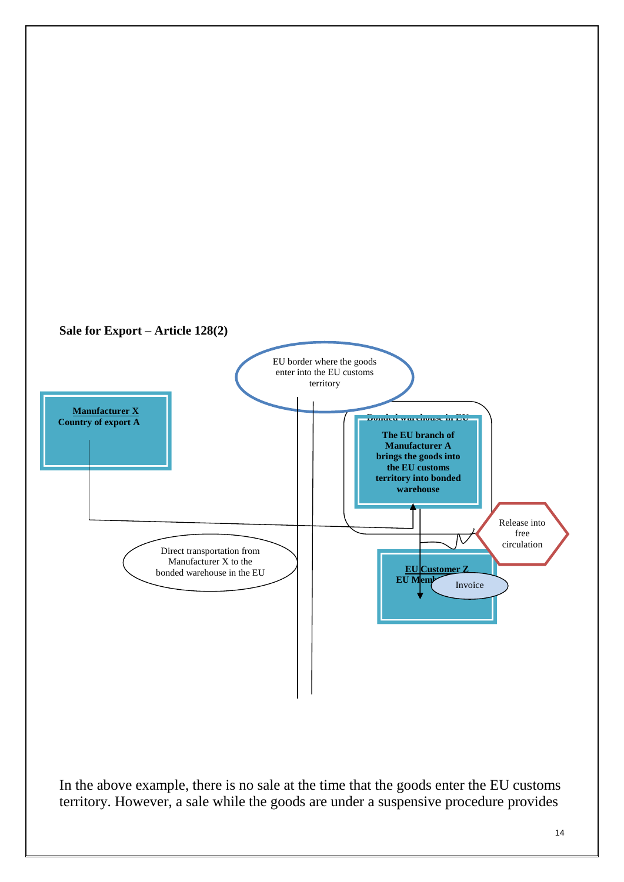**Sale for Export – Article 128(2)**

EU border where the goods enter into the EU customs territory

**Manufacturer X**
**Country of export A**

Bonded warehouse in EU

**The EU branch of Manufacturer A brings the goods into the EU customs territory into bonded warehouse**

Release into free circulation

Direct transportation from Manufacturer X to the bonded warehouse in the EU

**EU Customer Z**
**EU Memb**

Invoice

In the above example, there is no sale at the time that the goods enter the EU customs territory. However, a sale while the goods are under a suspensive procedure provides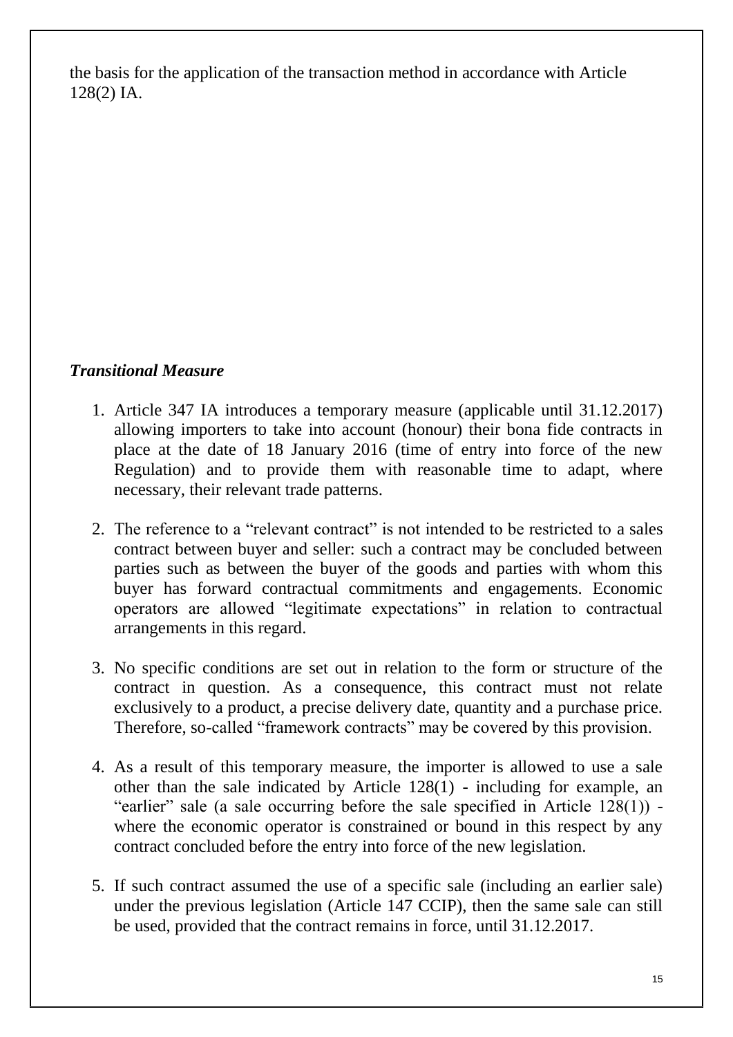the basis for the application of the transaction method in accordance with Article 128(2) IA.

***Transitional Measure***

1. Article 347 IA introduces a temporary measure (applicable until 31.12.2017) allowing importers to take into account (honour) their bona fide contracts in place at the date of 18 January 2016 (time of entry into force of the new Regulation) and to provide them with reasonable time to adapt, where necessary, their relevant trade patterns.

2. The reference to a "relevant contract" is not intended to be restricted to a sales contract between buyer and seller: such a contract may be concluded between parties such as between the buyer of the goods and parties with whom this buyer has forward contractual commitments and engagements. Economic operators are allowed "legitimate expectations" in relation to contractual arrangements in this regard.

3. No specific conditions are set out in relation to the form or structure of the contract in question. As a consequence, this contract must not relate exclusively to a product, a precise delivery date, quantity and a purchase price. Therefore, so-called "framework contracts" may be covered by this provision.

4. As a result of this temporary measure, the importer is allowed to use a sale other than the sale indicated by Article 128(1) - including for example, an "earlier" sale (a sale occurring before the sale specified in Article 128(1)) - where the economic operator is constrained or bound in this respect by any contract concluded before the entry into force of the new legislation.

5. If such contract assumed the use of a specific sale (including an earlier sale) under the previous legislation (Article 147 CCIP), then the same sale can still be used, provided that the contract remains in force, until 31.12.2017.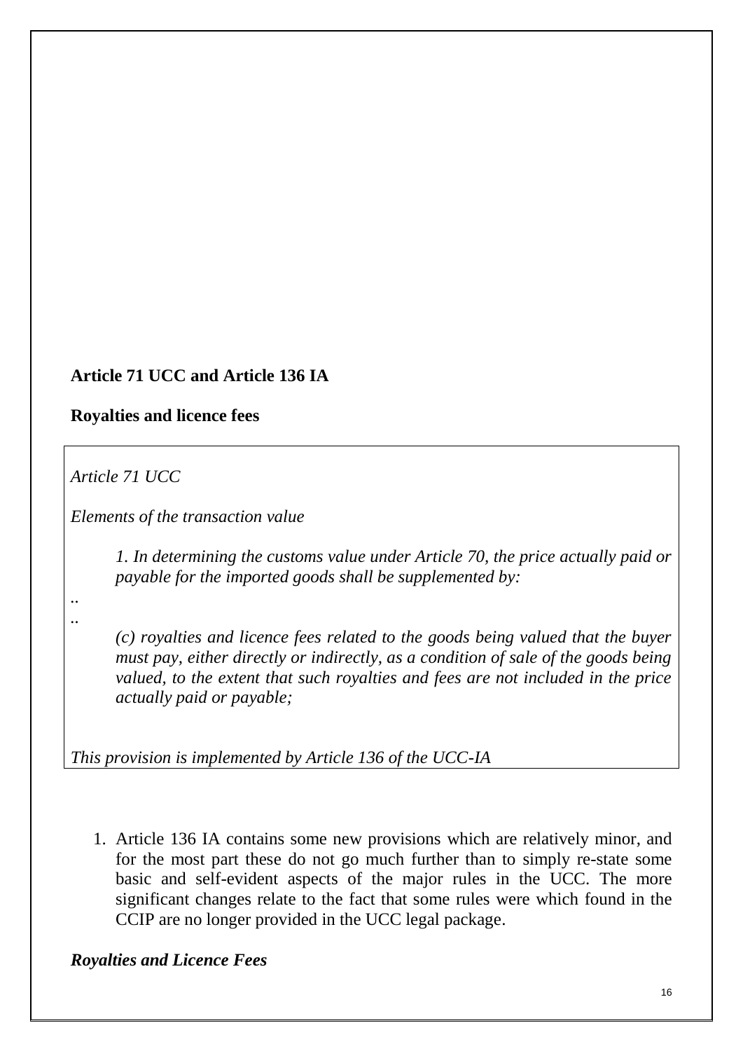**Article 71 UCC and Article 136 IA**

**Royalties and licence fees**

> *Article 71 UCC*
>
> *Elements of the transaction value*
>
> *1. In determining the customs value under Article 70, the price actually paid or payable for the imported goods shall be supplemented by:*
>
> ..
>
> ..
>
> *(c) royalties and licence fees related to the goods being valued that the buyer must pay, either directly or indirectly, as a condition of sale of the goods being valued, to the extent that such royalties and fees are not included in the price actually paid or payable;*
>
> *This provision is implemented by Article 136 of the UCC-IA*

1. Article 136 IA contains some new provisions which are relatively minor, and for the most part these do not go much further than to simply re-state some basic and self-evident aspects of the major rules in the UCC. The more significant changes relate to the fact that some rules were which found in the CCIP are no longer provided in the UCC legal package.

***Royalties and Licence Fees***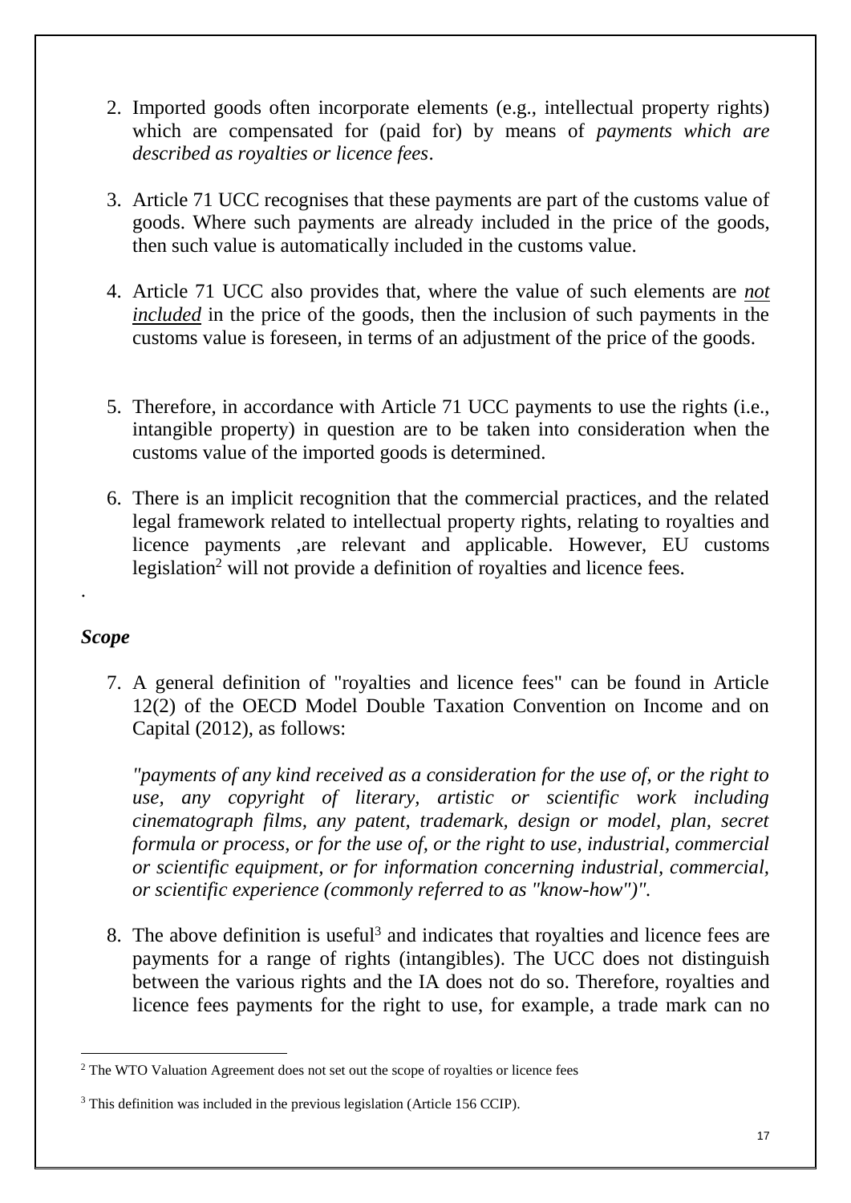2. Imported goods often incorporate elements (e.g., intellectual property rights) which are compensated for (paid for) by means of *payments which are described as royalties or licence fees*.

3. Article 71 UCC recognises that these payments are part of the customs value of goods. Where such payments are already included in the price of the goods, then such value is automatically included in the customs value.

4. Article 71 UCC also provides that, where the value of such elements are ***not included*** in the price of the goods, then the inclusion of such payments in the customs value is foreseen, in terms of an adjustment of the price of the goods.

5. Therefore, in accordance with Article 71 UCC payments to use the rights (i.e., intangible property) in question are to be taken into consideration when the customs value of the imported goods is determined.

6. There is an implicit recognition that the commercial practices, and the related legal framework related to intellectual property rights, relating to royalties and licence payments ,are relevant and applicable. However, EU customs legislation[2] will not provide a definition of royalties and licence fees.

.

### *Scope*

7. A general definition of "royalties and licence fees" can be found in Article 12(2) of the OECD Model Double Taxation Convention on Income and on Capital (2012), as follows:

   *"payments of any kind received as a consideration for the use of, or the right to use, any copyright of literary, artistic or scientific work including cinematograph films, any patent, trademark, design or model, plan, secret formula or process, or for the use of, or the right to use, industrial, commercial or scientific equipment, or for information concerning industrial, commercial, or scientific experience (commonly referred to as "know-how")".*

8. The above definition is useful[3] and indicates that royalties and licence fees are payments for a range of rights (intangibles). The UCC does not distinguish between the various rights and the IA does not do so. Therefore, royalties and licence fees payments for the right to use, for example, a trade mark can no

---

[2] The WTO Valuation Agreement does not set out the scope of royalties or licence fees

[3] This definition was included in the previous legislation (Article 156 CCIP).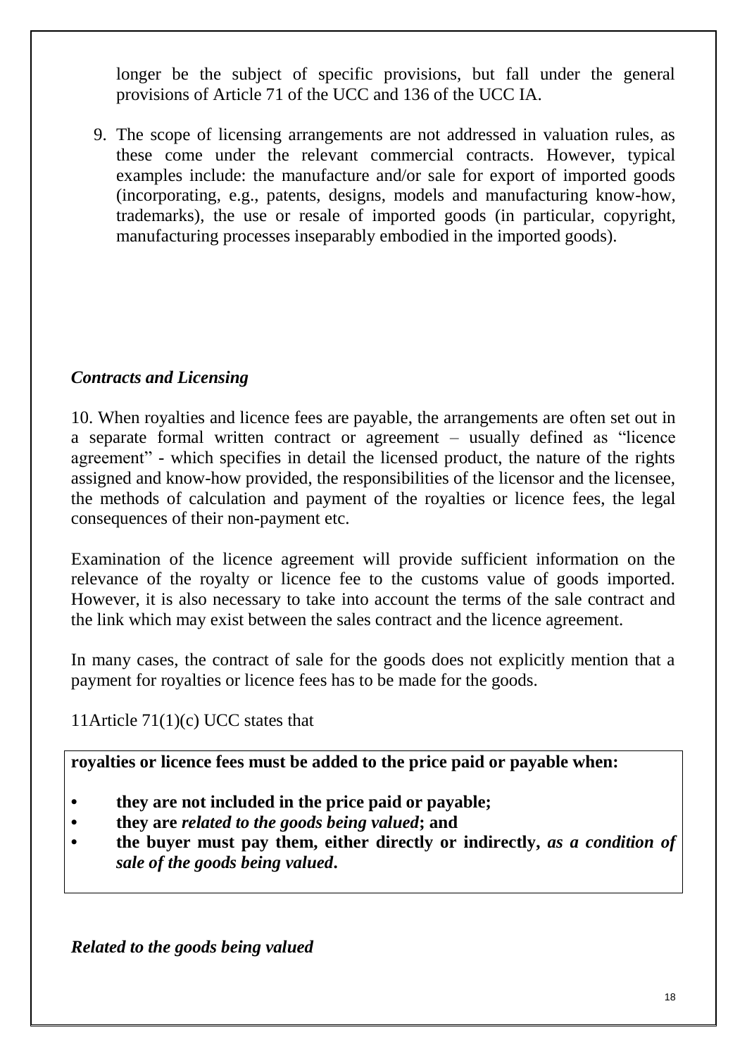longer be the subject of specific provisions, but fall under the general provisions of Article 71 of the UCC and 136 of the UCC IA.

9. The scope of licensing arrangements are not addressed in valuation rules, as these come under the relevant commercial contracts. However, typical examples include: the manufacture and/or sale for export of imported goods (incorporating, e.g., patents, designs, models and manufacturing know-how, trademarks), the use or resale of imported goods (in particular, copyright, manufacturing processes inseparably embodied in the imported goods).

### *Contracts and Licensing*

10. When royalties and licence fees are payable, the arrangements are often set out in a separate formal written contract or agreement – usually defined as "licence agreement" - which specifies in detail the licensed product, the nature of the rights assigned and know-how provided, the responsibilities of the licensor and the licensee, the methods of calculation and payment of the royalties or licence fees, the legal consequences of their non-payment etc.

Examination of the licence agreement will provide sufficient information on the relevance of the royalty or licence fee to the customs value of goods imported. However, it is also necessary to take into account the terms of the sale contract and the link which may exist between the sales contract and the licence agreement.

In many cases, the contract of sale for the goods does not explicitly mention that a payment for royalties or licence fees has to be made for the goods.

11Article 71(1)(c) UCC states that

**royalties or licence fees must be added to the price paid or payable when:**

- **they are not included in the price paid or payable;**
- **they are *related to the goods being valued*; and**
- **the buyer must pay them, either directly or indirectly, *as a condition of sale of the goods being valued*.**

### *Related to the goods being valued*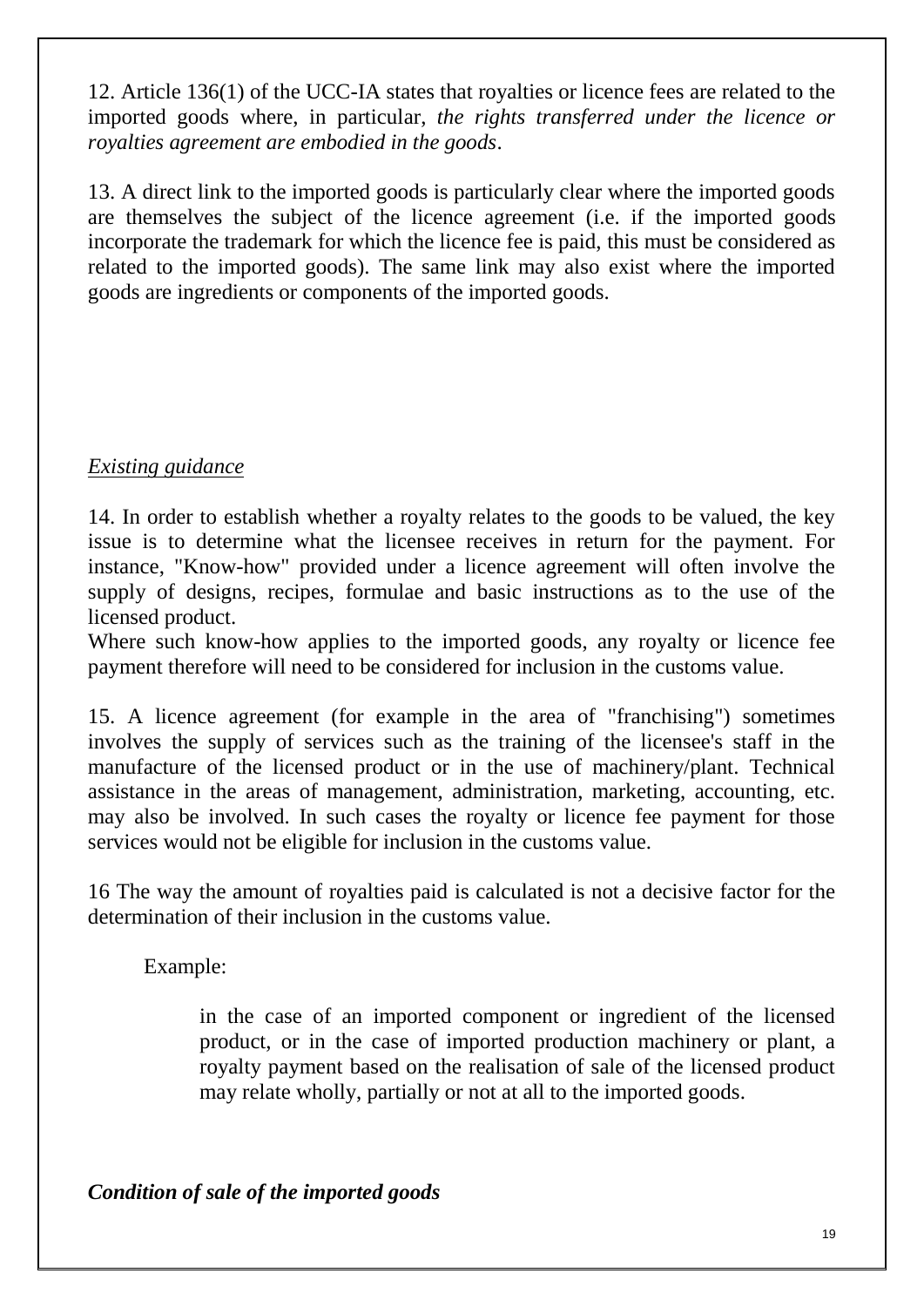12. Article 136(1) of the UCC-IA states that royalties or licence fees are related to the imported goods where, in particular, *the rights transferred under the licence or royalties agreement are embodied in the goods*.

13. A direct link to the imported goods is particularly clear where the imported goods are themselves the subject of the licence agreement (i.e. if the imported goods incorporate the trademark for which the licence fee is paid, this must be considered as related to the imported goods). The same link may also exist where the imported goods are ingredients or components of the imported goods.

*Existing guidance*

14. In order to establish whether a royalty relates to the goods to be valued, the key issue is to determine what the licensee receives in return for the payment. For instance, "Know-how" provided under a licence agreement will often involve the supply of designs, recipes, formulae and basic instructions as to the use of the licensed product.
Where such know-how applies to the imported goods, any royalty or licence fee payment therefore will need to be considered for inclusion in the customs value.

15. A licence agreement (for example in the area of "franchising") sometimes involves the supply of services such as the training of the licensee's staff in the manufacture of the licensed product or in the use of machinery/plant. Technical assistance in the areas of management, administration, marketing, accounting, etc. may also be involved. In such cases the royalty or licence fee payment for those services would not be eligible for inclusion in the customs value.

16 The way the amount of royalties paid is calculated is not a decisive factor for the determination of their inclusion in the customs value.

Example:

> in the case of an imported component or ingredient of the licensed product, or in the case of imported production machinery or plant, a royalty payment based on the realisation of sale of the licensed product may relate wholly, partially or not at all to the imported goods.

***Condition of sale of the imported goods***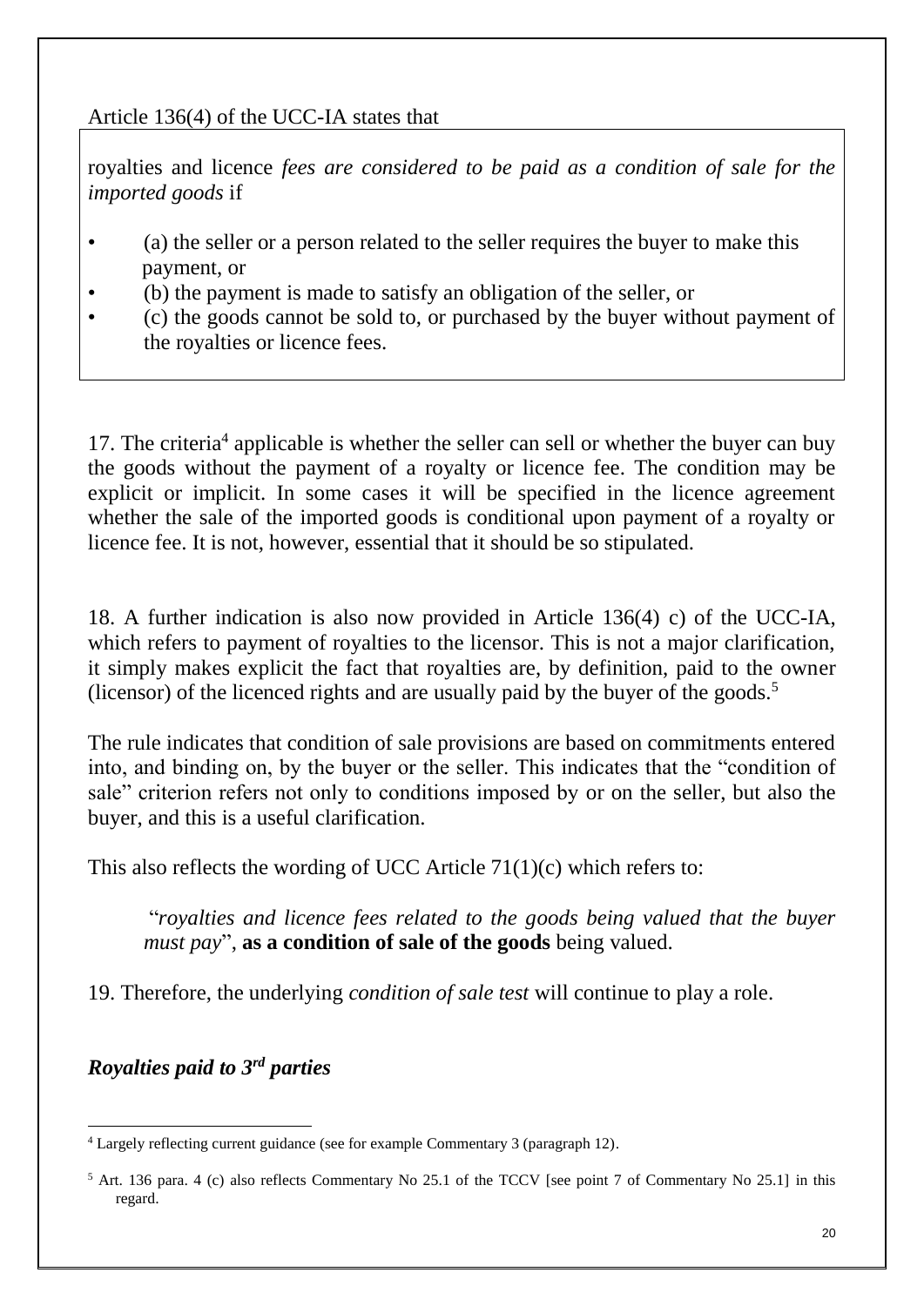Article 136(4) of the UCC-IA states that

> royalties and licence *fees are considered to be paid as a condition of sale for the imported goods* if
>
> - (a) the seller or a person related to the seller requires the buyer to make this payment, or
> - (b) the payment is made to satisfy an obligation of the seller, or
> - (c) the goods cannot be sold to, or purchased by the buyer without payment of the royalties or licence fees.

17. The criteria[4] applicable is whether the seller can sell or whether the buyer can buy the goods without the payment of a royalty or licence fee. The condition may be explicit or implicit. In some cases it will be specified in the licence agreement whether the sale of the imported goods is conditional upon payment of a royalty or licence fee. It is not, however, essential that it should be so stipulated.

18. A further indication is also now provided in Article 136(4) c) of the UCC-IA, which refers to payment of royalties to the licensor. This is not a major clarification, it simply makes explicit the fact that royalties are, by definition, paid to the owner (licensor) of the licenced rights and are usually paid by the buyer of the goods.[5]

The rule indicates that condition of sale provisions are based on commitments entered into, and binding on, by the buyer or the seller. This indicates that the "condition of sale" criterion refers not only to conditions imposed by or on the seller, but also the buyer, and this is a useful clarification.

This also reflects the wording of UCC Article 71(1)(c) which refers to:

> "*royalties and licence fees related to the goods being valued that the buyer must pay*", **as a condition of sale of the goods** being valued.

19. Therefore, the underlying *condition of sale test* will continue to play a role.

### ***Royalties paid to 3rd parties***

---

[4] Largely reflecting current guidance (see for example Commentary 3 (paragraph 12).

[5] Art. 136 para. 4 (c) also reflects Commentary No 25.1 of the TCCV [see point 7 of Commentary No 25.1] in this regard.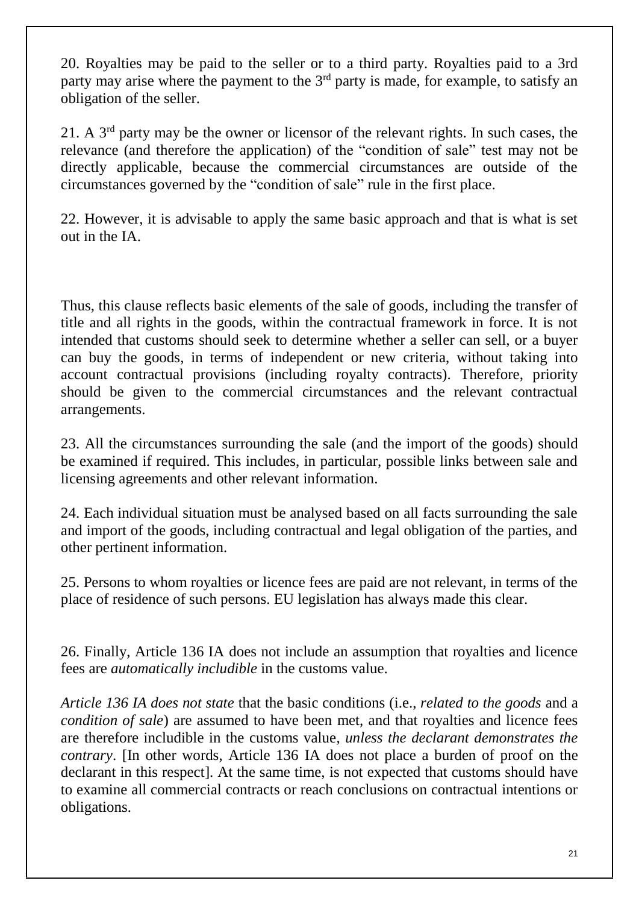20. Royalties may be paid to the seller or to a third party. Royalties paid to a 3rd party may arise where the payment to the 3rd party is made, for example, to satisfy an obligation of the seller.

21. A 3rd party may be the owner or licensor of the relevant rights. In such cases, the relevance (and therefore the application) of the "condition of sale" test may not be directly applicable, because the commercial circumstances are outside of the circumstances governed by the "condition of sale" rule in the first place.

22. However, it is advisable to apply the same basic approach and that is what is set out in the IA.

Thus, this clause reflects basic elements of the sale of goods, including the transfer of title and all rights in the goods, within the contractual framework in force. It is not intended that customs should seek to determine whether a seller can sell, or a buyer can buy the goods, in terms of independent or new criteria, without taking into account contractual provisions (including royalty contracts). Therefore, priority should be given to the commercial circumstances and the relevant contractual arrangements.

23. All the circumstances surrounding the sale (and the import of the goods) should be examined if required. This includes, in particular, possible links between sale and licensing agreements and other relevant information.

24. Each individual situation must be analysed based on all facts surrounding the sale and import of the goods, including contractual and legal obligation of the parties, and other pertinent information.

25. Persons to whom royalties or licence fees are paid are not relevant, in terms of the place of residence of such persons. EU legislation has always made this clear.

26. Finally, Article 136 IA does not include an assumption that royalties and licence fees are *automatically includible* in the customs value.

*Article 136 IA does not state* that the basic conditions (i.e., *related to the goods* and a *condition of sale*) are assumed to have been met, and that royalties and licence fees are therefore includible in the customs value, *unless the declarant demonstrates the contrary*. [In other words, Article 136 IA does not place a burden of proof on the declarant in this respect]. At the same time, is not expected that customs should have to examine all commercial contracts or reach conclusions on contractual intentions or obligations.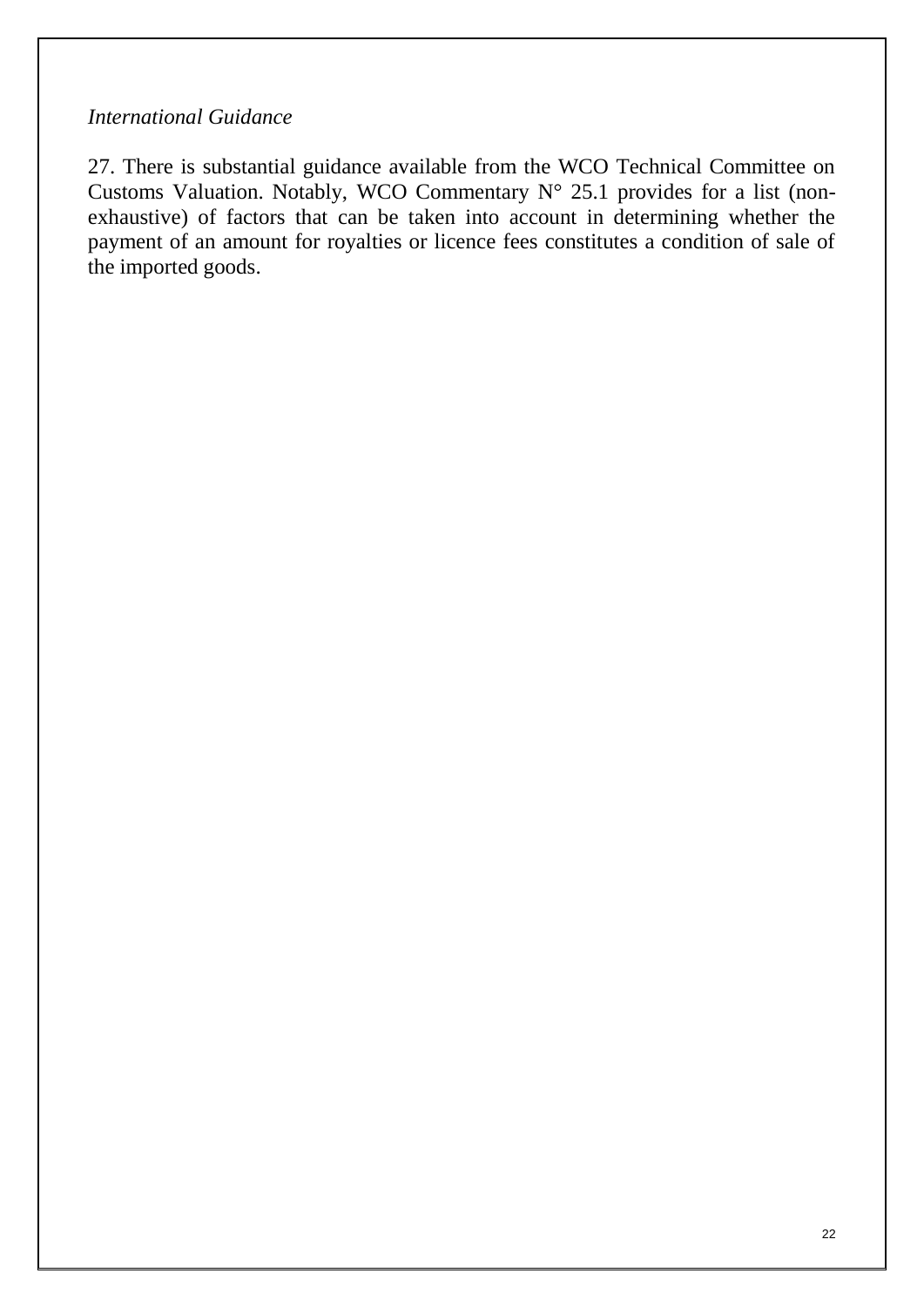*International Guidance*

27. There is substantial guidance available from the WCO Technical Committee on Customs Valuation. Notably, WCO Commentary N° 25.1 provides for a list (non-exhaustive) of factors that can be taken into account in determining whether the payment of an amount for royalties or licence fees constitutes a condition of sale of the imported goods.